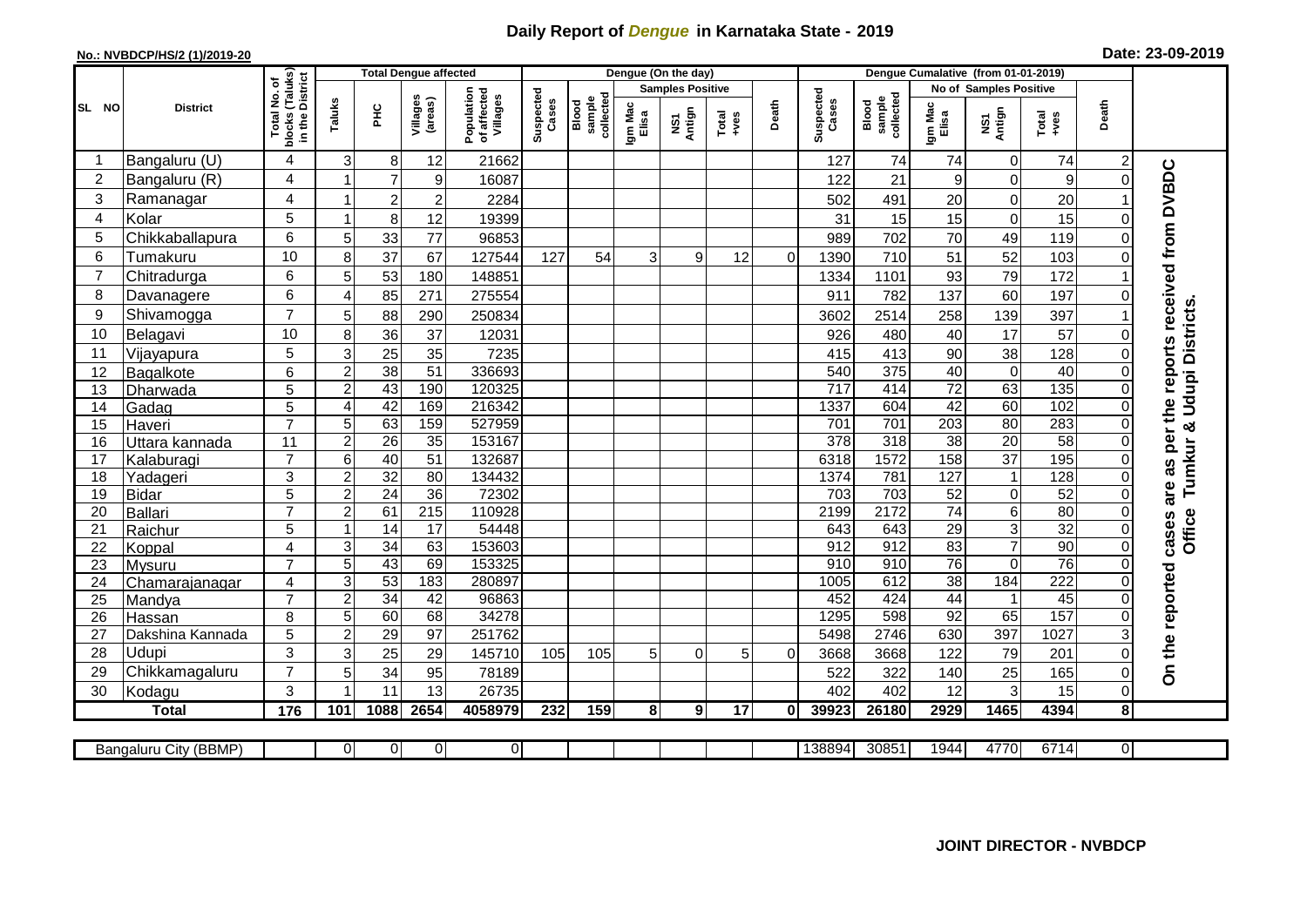# Daily Report of *Dengue* in Karnataka State - 2019

**No.: NVBDCP/HS/2 (1)/2019-20**

**Date: 23-09-2019**

| SL NO | District | Total No. of blocks (Taluks) in the District | Total Dengue affected | | | | Dengue (On the day) | | | | | | | Dengue Cumalative (from 01-01-2019) | | | | | | | |
|---|---|---|---|---|---|---|---|---|---|---|---|---|---|---|---|---|---|---|---|---|
| | | | Taluks | PHC | Villages (areas) | Population of affected Villages | Suspected Cases | Blood sample collected | Samples Positive | | | Death | Suspected Cases | Blood sample collected | No of Samples Positive | | | Death | |
| | | | | | | | | | Igm Mac Elisa | NS1 Antign | Total +ves | | | | Igm Mac Elisa | NS1 Antign | Total +ves | | |
| 1 | Bangaluru (U) | 4 | 3 | 8 | 12 | 21662 | | | | | | | 127 | 74 | 74 | 0 | 74 | 2 | On the reported cases are as per the reports received from DVBDC Office Tumkur & Udupi Districts. |
| 2 | Bangaluru (R) | 4 | 1 | 7 | 9 | 16087 | | | | | | | 122 | 21 | 9 | 0 | 9 | 0 | |
| 3 | Ramanagar | 4 | 1 | 2 | 2 | 2284 | | | | | | | 502 | 491 | 20 | 0 | 20 | 1 | |
| 4 | Kolar | 5 | 1 | 8 | 12 | 19399 | | | | | | | 31 | 15 | 15 | 0 | 15 | 0 | |
| 5 | Chikkaballapura | 6 | 5 | 33 | 77 | 96853 | | | | | | | 989 | 702 | 70 | 49 | 119 | 0 | |
| 6 | Tumakuru | 10 | 8 | 37 | 67 | 127544 | 127 | 54 | 3 | 9 | 12 | 0 | 1390 | 710 | 51 | 52 | 103 | 0 | |
| 7 | Chitradurga | 6 | 5 | 53 | 180 | 148851 | | | | | | | 1334 | 1101 | 93 | 79 | 172 | 1 | |
| 8 | Davanagere | 6 | 4 | 85 | 271 | 275554 | | | | | | | 911 | 782 | 137 | 60 | 197 | 0 | |
| 9 | Shivamogga | 7 | 5 | 88 | 290 | 250834 | | | | | | | 3602 | 2514 | 258 | 139 | 397 | 1 | |
| 10 | Belagavi | 10 | 8 | 36 | 37 | 12031 | | | | | | | 926 | 480 | 40 | 17 | 57 | 0 | |
| 11 | Vijayapura | 5 | 3 | 25 | 35 | 7235 | | | | | | | 415 | 413 | 90 | 38 | 128 | 0 | |
| 12 | Bagalkote | 6 | 2 | 38 | 51 | 336693 | | | | | | | 540 | 375 | 40 | 0 | 40 | 0 | |
| 13 | Dharwada | 5 | 2 | 43 | 190 | 120325 | | | | | | | 717 | 414 | 72 | 63 | 135 | 0 | |
| 14 | Gadag | 5 | 4 | 42 | 169 | 216342 | | | | | | | 1337 | 604 | 42 | 60 | 102 | 0 | |
| 15 | Haveri | 7 | 5 | 63 | 159 | 527959 | | | | | | | 701 | 701 | 203 | 80 | 283 | 0 | |
| 16 | Uttara kannada | 11 | 2 | 26 | 35 | 153167 | | | | | | | 378 | 318 | 38 | 20 | 58 | 0 | |
| 17 | Kalaburagi | 7 | 6 | 40 | 51 | 132687 | | | | | | | 6318 | 1572 | 158 | 37 | 195 | 0 | |
| 18 | Yadageri | 3 | 2 | 32 | 80 | 134432 | | | | | | | 1374 | 781 | 127 | 1 | 128 | 0 | |
| 19 | Bidar | 5 | 2 | 24 | 36 | 72302 | | | | | | | 703 | 703 | 52 | 0 | 52 | 0 | |
| 20 | Ballari | 7 | 2 | 61 | 215 | 110928 | | | | | | | 2199 | 2172 | 74 | 6 | 80 | 0 | |
| 21 | Raichur | 5 | 1 | 14 | 17 | 54448 | | | | | | | 643 | 643 | 29 | 3 | 32 | 0 | |
| 22 | Koppal | 4 | 3 | 34 | 63 | 153603 | | | | | | | 912 | 912 | 83 | 7 | 90 | 0 | |
| 23 | Mysuru | 7 | 5 | 43 | 69 | 153325 | | | | | | | 910 | 910 | 76 | 0 | 76 | 0 | |
| 24 | Chamarajanagar | 4 | 3 | 53 | 183 | 280897 | | | | | | | 1005 | 612 | 38 | 184 | 222 | 0 | |
| 25 | Mandya | 7 | 2 | 34 | 42 | 96863 | | | | | | | 452 | 424 | 44 | 1 | 45 | 0 | |
| 26 | Hassan | 8 | 5 | 60 | 68 | 34278 | | | | | | | 1295 | 598 | 92 | 65 | 157 | 0 | |
| 27 | Dakshina Kannada | 5 | 2 | 29 | 97 | 251762 | | | | | | | 5498 | 2746 | 630 | 397 | 1027 | 3 | |
| 28 | Udupi | 3 | 3 | 25 | 29 | 145710 | 105 | 105 | 5 | 0 | 5 | 0 | 3668 | 3668 | 122 | 79 | 201 | 0 | |
| 29 | Chikkamagaluru | 7 | 5 | 34 | 95 | 78189 | | | | | | | 522 | 322 | 140 | 25 | 165 | 0 | |
| 30 | Kodagu | 3 | 1 | 11 | 13 | 26735 | | | | | | | 402 | 402 | 12 | 3 | 15 | 0 | |
| | **Total** | **176** | **101** | **1088** | **2654** | **4058979** | **232** | **159** | **8** | **9** | **17** | **0** | **39923** | **26180** | **2929** | **1465** | **4394** | **8** | |
| | Bangaluru City (BBMP) | | 0 | 0 | 0 | 0 | | | | | | | 138894 | 30851 | 1944 | 4770 | 6714 | 0 | |

**JOINT DIRECTOR - NVBDCP**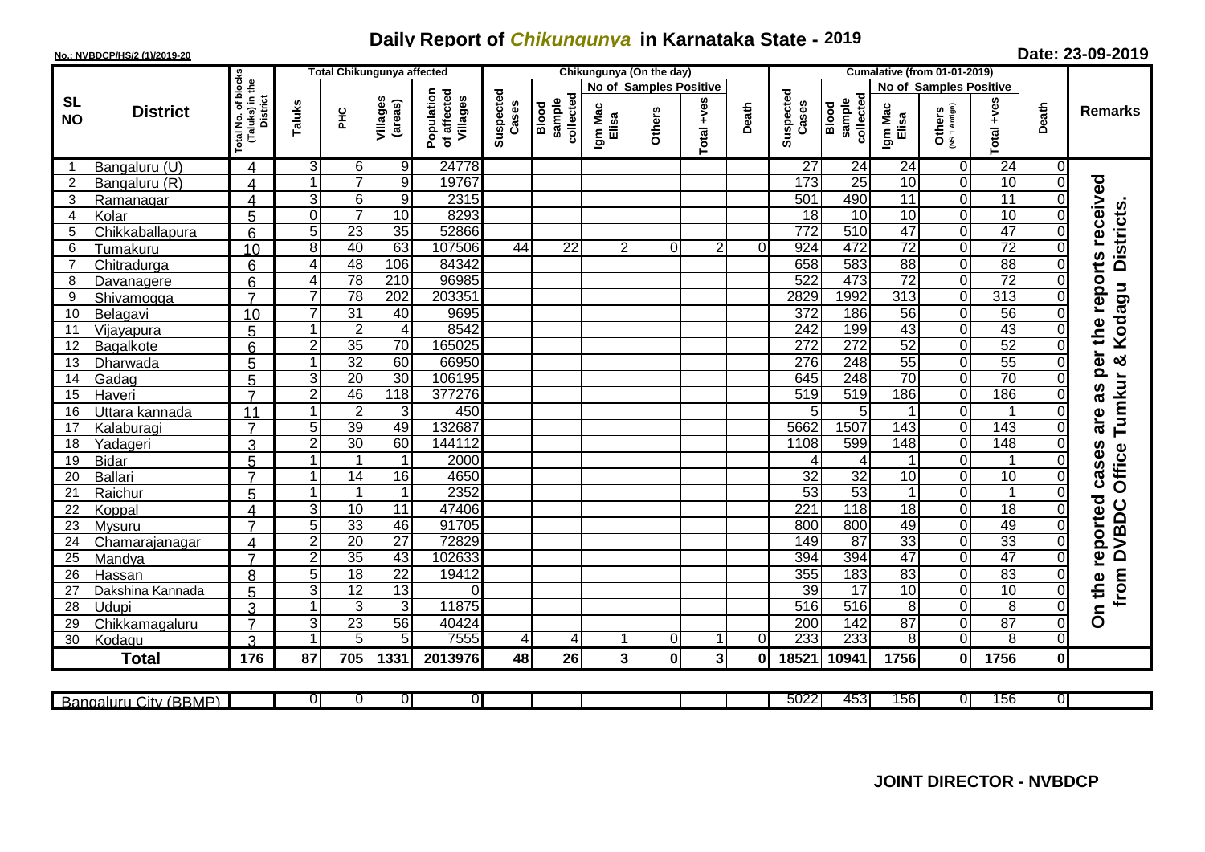# Daily Report of *Chikungunya* in Karnataka State - 2019

**No.: NVBDCP/HS/2 (1)/2019-20**

**Date: 23-09-2019**

| SL NO | District | Total No. of blocks (Taluks) in the District | Total Chikungunya affected | | | | Chikungunya (On the day) | | | | | | | Cumalative (from 01-01-2019) | | | | | | | Remarks |
|---|---|---|---|---|---|---|---|---|---|---|---|---|---|---|---|---|---|---|---|---|---|
| | | | | | | | | | No of Samples Positive | | | | | | No of Samples Positive | | | | | | |
| | | | Taluks | PHC | Villages (areas) | Population of affected Villages | Suspected Cases | Blood sample collected | Igm Mac Elisa | Others | Total +ves | Death | Suspected Cases | Blood sample collected | Igm Mac Elisa | Others (NS 1 Antign) | Total +ves | Death | |
| 1 | Bangaluru (U) | 4 | 3 | 6 | 9 | 24778 | | | | | | | 27 | 24 | 24 | 0 | 24 | 0 | On the reported cases are as per the reports received from DVBDC Office Tumkur & Kodagu Districts. |
| 2 | Bangaluru (R) | 4 | 1 | 7 | 9 | 19767 | | | | | | | 173 | 25 | 10 | 0 | 10 | 0 | |
| 3 | Ramanagar | 4 | 3 | 6 | 9 | 2315 | | | | | | | 501 | 490 | 11 | 0 | 11 | 0 | |
| 4 | Kolar | 5 | 0 | 7 | 10 | 8293 | | | | | | | 18 | 10 | 10 | 0 | 10 | 0 | |
| 5 | Chikkaballapura | 6 | 5 | 23 | 35 | 52866 | | | | | | | 772 | 510 | 47 | 0 | 47 | 0 | |
| 6 | Tumakuru | 10 | 8 | 40 | 63 | 107506 | 44 | 22 | 2 | 0 | 2 | 0 | 924 | 472 | 72 | 0 | 72 | 0 | |
| 7 | Chitradurga | 6 | 4 | 48 | 106 | 84342 | | | | | | | 658 | 583 | 88 | 0 | 88 | 0 | |
| 8 | Davanagere | 6 | 4 | 78 | 210 | 96985 | | | | | | | 522 | 473 | 72 | 0 | 72 | 0 | |
| 9 | Shivamogga | 7 | 7 | 78 | 202 | 203351 | | | | | | | 2829 | 1992 | 313 | 0 | 313 | 0 | |
| 10 | Belagavi | 10 | 7 | 31 | 40 | 9695 | | | | | | | 372 | 186 | 56 | 0 | 56 | 0 | |
| 11 | Vijayapura | 5 | 1 | 2 | 4 | 8542 | | | | | | | 242 | 199 | 43 | 0 | 43 | 0 | |
| 12 | Bagalkote | 6 | 2 | 35 | 70 | 165025 | | | | | | | 272 | 272 | 52 | 0 | 52 | 0 | |
| 13 | Dharwada | 5 | 1 | 32 | 60 | 66950 | | | | | | | 276 | 248 | 55 | 0 | 55 | 0 | |
| 14 | Gadag | 5 | 3 | 20 | 30 | 106195 | | | | | | | 645 | 248 | 70 | 0 | 70 | 0 | |
| 15 | Haveri | 7 | 2 | 46 | 118 | 377276 | | | | | | | 519 | 519 | 186 | 0 | 186 | 0 | |
| 16 | Uttara kannada | 11 | 1 | 2 | 3 | 450 | | | | | | | 5 | 5 | 1 | 0 | 1 | 0 | |
| 17 | Kalaburagi | 7 | 5 | 39 | 49 | 132687 | | | | | | | 5662 | 1507 | 143 | 0 | 143 | 0 | |
| 18 | Yadageri | 3 | 2 | 30 | 60 | 144112 | | | | | | | 1108 | 599 | 148 | 0 | 148 | 0 | |
| 19 | Bidar | 5 | 1 | 1 | 1 | 2000 | | | | | | | 4 | 4 | 1 | 0 | 1 | 0 | |
| 20 | Ballari | 7 | 1 | 14 | 16 | 4650 | | | | | | | 32 | 32 | 10 | 0 | 10 | 0 | |
| 21 | Raichur | 5 | 1 | 1 | 1 | 2352 | | | | | | | 53 | 53 | 1 | 0 | 1 | 0 | |
| 22 | Koppal | 4 | 3 | 10 | 11 | 47406 | | | | | | | 221 | 118 | 18 | 0 | 18 | 0 | |
| 23 | Mysuru | 7 | 5 | 33 | 46 | 91705 | | | | | | | 800 | 800 | 49 | 0 | 49 | 0 | |
| 24 | Chamarajanagar | 4 | 2 | 20 | 27 | 72829 | | | | | | | 149 | 87 | 33 | 0 | 33 | 0 | |
| 25 | Mandya | 7 | 2 | 35 | 43 | 102633 | | | | | | | 394 | 394 | 47 | 0 | 47 | 0 | |
| 26 | Hassan | 8 | 5 | 18 | 22 | 19412 | | | | | | | 355 | 183 | 83 | 0 | 83 | 0 | |
| 27 | Dakshina Kannada | 5 | 3 | 12 | 13 | 0 | | | | | | | 39 | 17 | 10 | 0 | 10 | 0 | |
| 28 | Udupi | 3 | 1 | 3 | 3 | 11875 | | | | | | | 516 | 516 | 8 | 0 | 8 | 0 | |
| 29 | Chikkamagaluru | 7 | 3 | 23 | 56 | 40424 | | | | | | | 200 | 142 | 87 | 0 | 87 | 0 | |
| 30 | Kodagu | 3 | 1 | 5 | 5 | 7555 | 4 | 4 | 1 | 0 | 1 | 0 | 233 | 233 | 8 | 0 | 8 | 0 | |
| **Total** | | **176** | **87** | **705** | **1331** | **2013976** | **48** | **26** | **3** | **0** | **3** | **0** | **18521** | **10941** | **1756** | **0** | **1756** | **0** | |

| Bangaluru City (BBMP) | | 0 | 0 | 0 | 0 | | | | | | | 5022 | 453 | 156 | 0 | 156 | 0 | |
|---|---|---|---|---|---|---|---|---|---|---|---|---|---|---|---|---|---|---|

**JOINT DIRECTOR - NVBDCP**